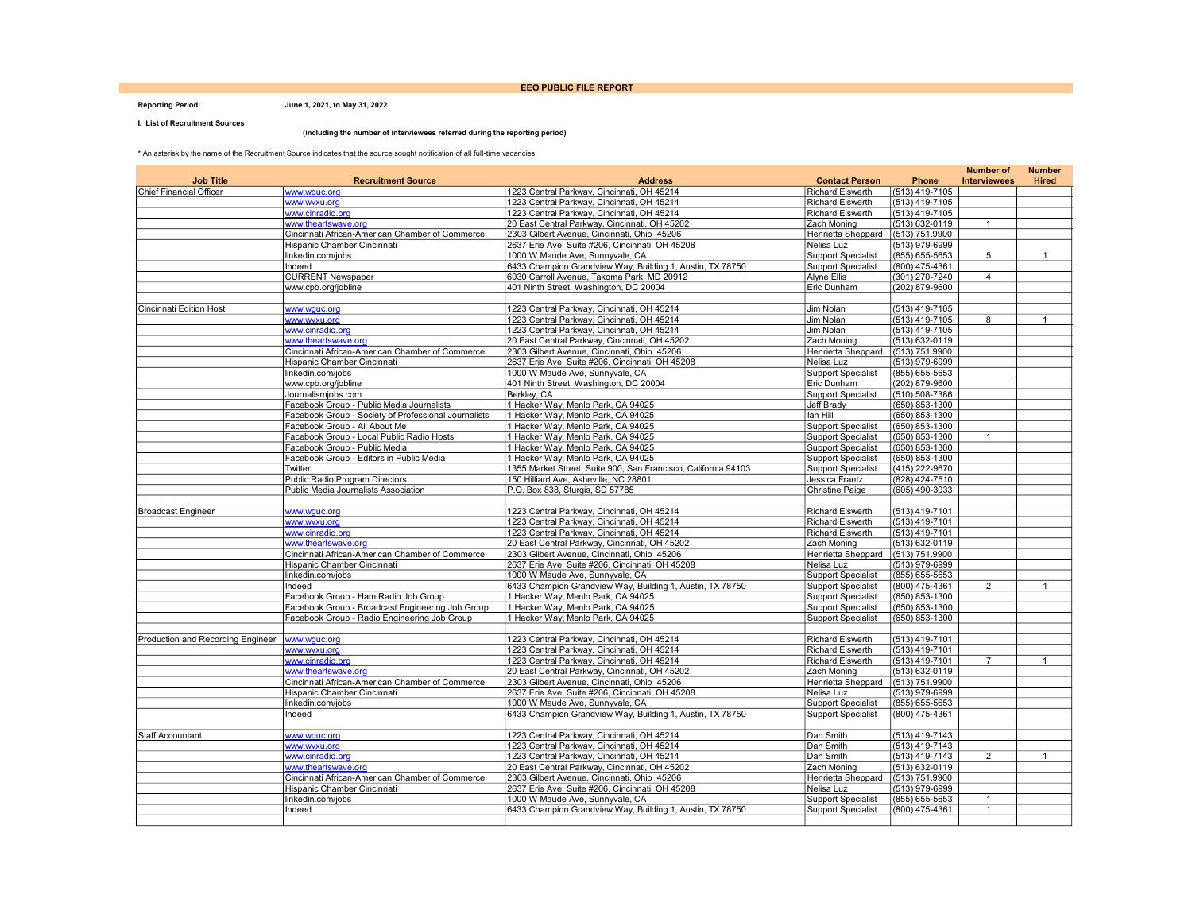# EEO PUBLIC FILE REPORT

**Reporting Period:** **June 1, 2021, to May 31, 2022**

**I. List of Recruitment Sources**

**(including the number of interviewees referred during the reporting period)**

\* An asterisk by the name of the Recruitment Source indicates that the source sought notification of all full-time vacancies

| Job Title | Recruitment Source | Address | Contact Person | Phone | Number of Interviewees | Number Hired |
|---|---|---|---|---|---|---|
| Chief Financial Officer | www.wguc.org | 1223 Central Parkway, Cincinnati, OH 45214 | Richard Eiswerth | (513) 419-7105 | | |
| | www.wvxu.org | 1223 Central Parkway, Cincinnati, OH 45214 | Richard Eiswerth | (513) 419-7105 | | |
| | www.cinradio.org | 1223 Central Parkway, Cincinnati, OH 45214 | Richard Eiswerth | (513) 419-7105 | | |
| | www.theartswave.org | 20 East Central Parkway, Cincinnati, OH 45202 | Zach Moning | (513) 632-0119 | 1 | |
| | Cincinnati African-American Chamber of Commerce | 2303 Gilbert Avenue, Cincinnati, Ohio 45206 | Henrietta Sheppard | (513) 751.9900 | | |
| | Hispanic Chamber Cincinnati | 2637 Erie Ave, Suite #206, Cincinnati, OH 45208 | Nelisa Luz | (513) 979-6999 | | |
| | linkedin.com/jobs | 1000 W Maude Ave, Sunnyvale, CA | Support Specialist | (855) 655-5653 | 5 | 1 |
| | Indeed | 6433 Champion Grandview Way, Building 1, Austin, TX 78750 | Support Specialist | (800) 475-4361 | | |
| | CURRENT Newspaper | 6930 Carroll Avenue, Takoma Park, MD 20912 | Alyne Ellis | (301) 270-7240 | 4 | |
| | www.cpb.org/jobline | 401 Ninth Street, Washington, DC 20004 | Eric Dunham | (202) 879-9600 | | |
| | | | | | | |
| Cincinnati Edition Host | www.wguc.org | 1223 Central Parkway, Cincinnati, OH 45214 | Jim Nolan | (513) 419-7105 | | |
| | www.wvxu.org | 1223 Central Parkway, Cincinnati, OH 45214 | Jim Nolan | (513) 419-7105 | 8 | 1 |
| | www.cinradio.org | 1223 Central Parkway, Cincinnati, OH 45214 | Jim Nolan | (513) 419-7105 | | |
| | www.theartswave.org | 20 East Central Parkway, Cincinnati, OH 45202 | Zach Moning | (513) 632-0119 | | |
| | Cincinnati African-American Chamber of Commerce | 2303 Gilbert Avenue, Cincinnati, Ohio 45206 | Henrietta Sheppard | (513) 751.9900 | | |
| | Hispanic Chamber Cincinnati | 2637 Erie Ave, Suite #206, Cincinnati, OH 45208 | Nelisa Luz | (513) 979-6999 | | |
| | linkedin.com/jobs | 1000 W Maude Ave, Sunnyvale, CA | Support Specialist | (855) 655-5653 | | |
| | www.cpb.org/jobline | 401 Ninth Street, Washington, DC 20004 | Eric Dunham | (202) 879-9600 | | |
| | Journalismjobs.com | Berkley, CA | Support Specialist | (510) 508-7386 | | |
| | Facebook Group - Public Media Journalists | 1 Hacker Way, Menlo Park, CA 94025 | Jeff Brady | (650) 853-1300 | | |
| | Facebook Group - Society of Professional Journalists | 1 Hacker Way, Menlo Park, CA 94025 | Ian Hill | (650) 853-1300 | | |
| | Facebook Group - All About Me | 1 Hacker Way, Menlo Park, CA 94025 | Support Specialist | (650) 853-1300 | | |
| | Facebook Group - Local Public Radio Hosts | 1 Hacker Way, Menlo Park, CA 94025 | Support Specialist | (650) 853-1300 | 1 | |
| | Facebook Group - Public Media | 1 Hacker Way, Menlo Park, CA 94025 | Support Specialist | (650) 853-1300 | | |
| | Facebook Group - Editors in Public Media | 1 Hacker Way, Menlo Park, CA 94025 | Support Specialist | (650) 853-1300 | | |
| | Twitter | 1355 Market Street, Suite 900, San Francisco, California 94103 | Support Specialist | (415) 222-9670 | | |
| | Public Radio Program Directors | 150 Hilliard Ave, Asheville, NC 28801 | Jessica Frantz | (828) 424-7510 | | |
| | Public Media Journalists Association | P.O. Box 838, Sturgis, SD 57785 | Christine Paige | (605) 490-3033 | | |
| | | | | | | |
| Broadcast Engineer | www.wguc.org | 1223 Central Parkway, Cincinnati, OH 45214 | Richard Eiswerth | (513) 419-7101 | | |
| | www.wvxu.org | 1223 Central Parkway, Cincinnati, OH 45214 | Richard Eiswerth | (513) 419-7101 | | |
| | www.cinradio.org | 1223 Central Parkway, Cincinnati, OH 45214 | Richard Eiswerth | (513) 419-7101 | | |
| | www.theartswave.org | 20 East Central Parkway, Cincinnati, OH 45202 | Zach Moning | (513) 632-0119 | | |
| | Cincinnati African-American Chamber of Commerce | 2303 Gilbert Avenue, Cincinnati, Ohio 45206 | Henrietta Sheppard | (513) 751.9900 | | |
| | Hispanic Chamber Cincinnati | 2637 Erie Ave, Suite #206, Cincinnati, OH 45208 | Nelisa Luz | (513) 979-6999 | | |
| | linkedin.com/jobs | 1000 W Maude Ave, Sunnyvale, CA | Support Specialist | (855) 655-5653 | | |
| | Indeed | 6433 Champion Grandview Way, Building 1, Austin, TX 78750 | Support Specialist | (800) 475-4361 | 2 | 1 |
| | Facebook Group - Ham Radio Job Group | 1 Hacker Way, Menlo Park, CA 94025 | Support Specialist | (650) 853-1300 | | |
| | Facebook Group - Broadcast Engineering Job Group | 1 Hacker Way, Menlo Park, CA 94025 | Support Specialist | (650) 853-1300 | | |
| | Facebook Group - Radio Engineering Job Group | 1 Hacker Way, Menlo Park, CA 94025 | Support Specialist | (650) 853-1300 | | |
| | | | | | | |
| Production and Recording Engineer | www.wguc.org | 1223 Central Parkway, Cincinnati, OH 45214 | Richard Eiswerth | (513) 419-7101 | | |
| | www.wvxu.org | 1223 Central Parkway, Cincinnati, OH 45214 | Richard Eiswerth | (513) 419-7101 | | |
| | www.cinradio.org | 1223 Central Parkway, Cincinnati, OH 45214 | Richard Eiswerth | (513) 419-7101 | 7 | 1 |
| | www.theartswave.org | 20 East Central Parkway, Cincinnati, OH 45202 | Zach Moning | (513) 632-0119 | | |
| | Cincinnati African-American Chamber of Commerce | 2303 Gilbert Avenue, Cincinnati, Ohio 45206 | Henrietta Sheppard | (513) 751.9900 | | |
| | Hispanic Chamber Cincinnati | 2637 Erie Ave, Suite #206, Cincinnati, OH 45208 | Nelisa Luz | (513) 979-6999 | | |
| | linkedin.com/jobs | 1000 W Maude Ave, Sunnyvale, CA | Support Specialist | (855) 655-5653 | | |
| | Indeed | 6433 Champion Grandview Way, Building 1, Austin, TX 78750 | Support Specialist | (800) 475-4361 | | |
| | | | | | | |
| Staff Accountant | www.wguc.org | 1223 Central Parkway, Cincinnati, OH 45214 | Dan Smith | (513) 419-7143 | | |
| | www.wvxu.org | 1223 Central Parkway, Cincinnati, OH 45214 | Dan Smith | (513) 419-7143 | | |
| | www.cinradio.org | 1223 Central Parkway, Cincinnati, OH 45214 | Dan Smith | (513) 419-7143 | 2 | 1 |
| | www.theartswave.org | 20 East Central Parkway, Cincinnati, OH 45202 | Zach Moning | (513) 632-0119 | | |
| | Cincinnati African-American Chamber of Commerce | 2303 Gilbert Avenue, Cincinnati, Ohio 45206 | Henrietta Sheppard | (513) 751.9900 | | |
| | Hispanic Chamber Cincinnati | 2637 Erie Ave, Suite #206, Cincinnati, OH 45208 | Nelisa Luz | (513) 979-6999 | | |
| | linkedin.com/jobs | 1000 W Maude Ave, Sunnyvale, CA | Support Specialist | (855) 655-5653 | 1 | |
| | Indeed | 6433 Champion Grandview Way, Building 1, Austin, TX 78750 | Support Specialist | (800) 475-4361 | 1 | |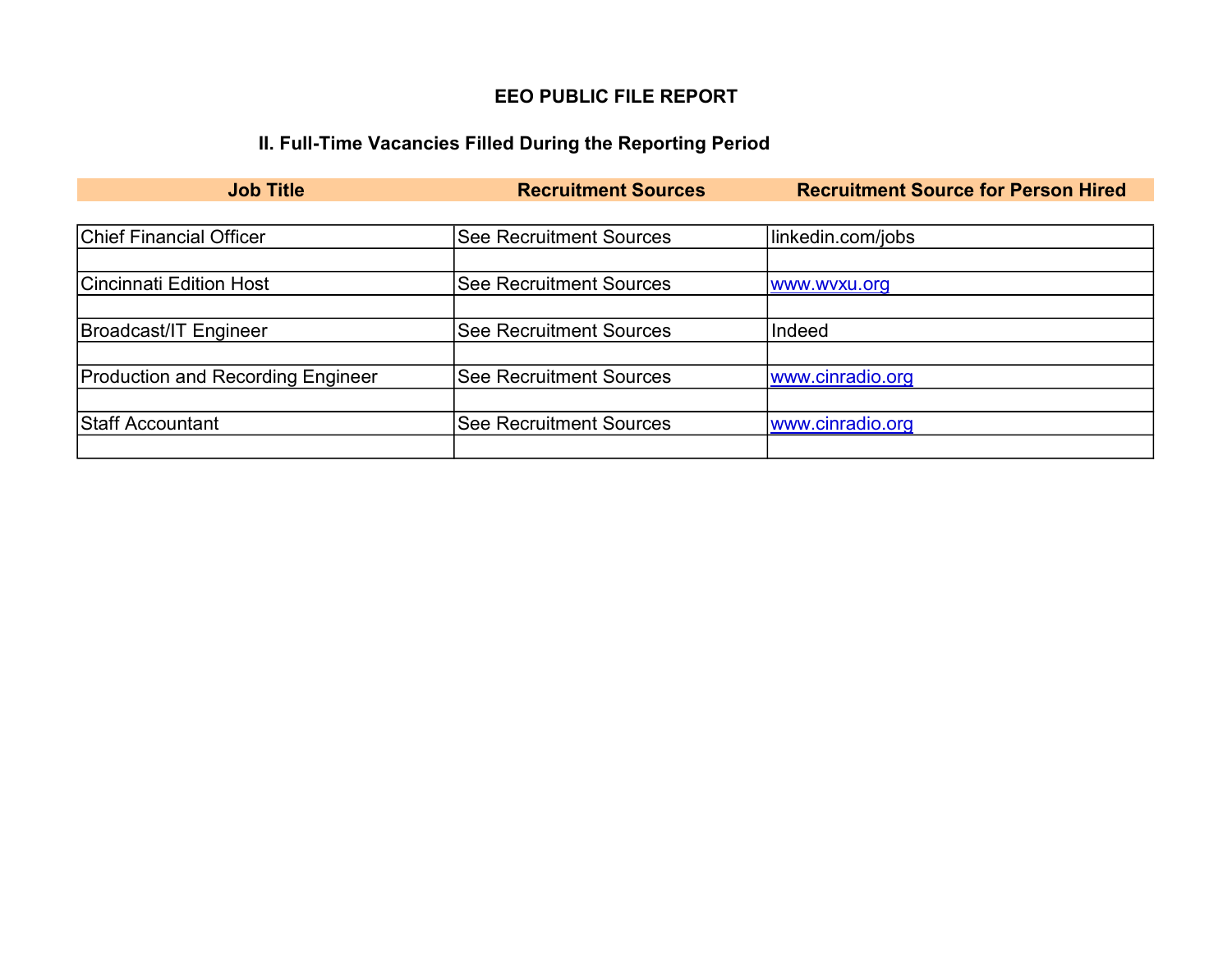# EEO PUBLIC FILE REPORT

## II. Full-Time Vacancies Filled During the Reporting Period

| Job Title | Recruitment Sources | Recruitment Source for Person Hired |
|---|---|---|
| Chief Financial Officer | See Recruitment Sources | linkedin.com/jobs |
| | | |
| Cincinnati Edition Host | See Recruitment Sources | www.wvxu.org |
| | | |
| Broadcast/IT Engineer | See Recruitment Sources | Indeed |
| | | |
| Production and Recording Engineer | See Recruitment Sources | www.cinradio.org |
| | | |
| Staff Accountant | See Recruitment Sources | www.cinradio.org |
| | | |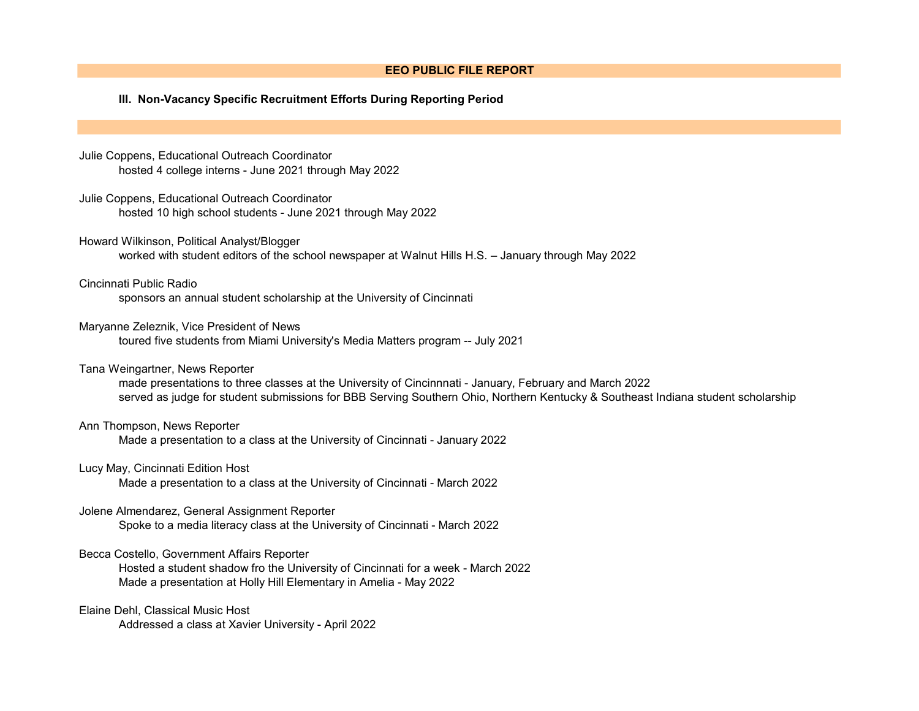## EEO PUBLIC FILE REPORT

### III. Non-Vacancy Specific Recruitment Efforts During Reporting Period

Julie Coppens, Educational Outreach Coordinator
    hosted 4 college interns - June 2021 through May 2022

Julie Coppens, Educational Outreach Coordinator
    hosted 10 high school students - June 2021 through May 2022

Howard Wilkinson, Political Analyst/Blogger
    worked with student editors of the school newspaper at Walnut Hills H.S. – January through May 2022

Cincinnati Public Radio
    sponsors an annual student scholarship at the University of Cincinnati

Maryanne Zeleznik, Vice President of News
    toured five students from Miami University's Media Matters program -- July 2021

Tana Weingartner, News Reporter
    made presentations to three classes at the University of Cincinnnati - January, February and March 2022
    served as judge for student submissions for BBB Serving Southern Ohio, Northern Kentucky & Southeast Indiana student scholarship

Ann Thompson, News Reporter
    Made a presentation to a class at the University of Cincinnati - January 2022

Lucy May, Cincinnati Edition Host
    Made a presentation to a class at the University of Cincinnati - March 2022

Jolene Almendarez, General Assignment Reporter
    Spoke to a media literacy class at the University of Cincinnati - March 2022

Becca Costello, Government Affairs Reporter
    Hosted a student shadow fro the University of Cincinnati for a week - March 2022
    Made a presentation at Holly Hill Elementary in Amelia - May 2022

Elaine Dehl, Classical Music Host
    Addressed a class at Xavier University - April 2022